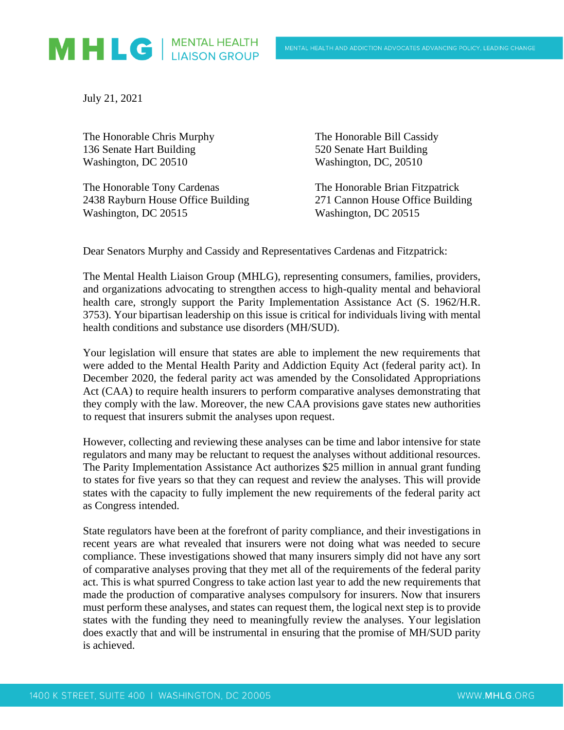July 21, 2021

The Honorable Chris Murphy
136 Senate Hart Building
Washington, DC 20510

The Honorable Bill Cassidy
520 Senate Hart Building
Washington, DC, 20510

The Honorable Tony Cardenas
2438 Rayburn House Office Building
Washington, DC 20515

The Honorable Brian Fitzpatrick
271 Cannon House Office Building
Washington, DC 20515

Dear Senators Murphy and Cassidy and Representatives Cardenas and Fitzpatrick:

The Mental Health Liaison Group (MHLG), representing consumers, families, providers, and organizations advocating to strengthen access to high-quality mental and behavioral health care, strongly support the Parity Implementation Assistance Act (S. 1962/H.R. 3753). Your bipartisan leadership on this issue is critical for individuals living with mental health conditions and substance use disorders (MH/SUD).

Your legislation will ensure that states are able to implement the new requirements that were added to the Mental Health Parity and Addiction Equity Act (federal parity act). In December 2020, the federal parity act was amended by the Consolidated Appropriations Act (CAA) to require health insurers to perform comparative analyses demonstrating that they comply with the law. Moreover, the new CAA provisions gave states new authorities to request that insurers submit the analyses upon request.

However, collecting and reviewing these analyses can be time and labor intensive for state regulators and many may be reluctant to request the analyses without additional resources. The Parity Implementation Assistance Act authorizes $25 million in annual grant funding to states for five years so that they can request and review the analyses. This will provide states with the capacity to fully implement the new requirements of the federal parity act as Congress intended.

State regulators have been at the forefront of parity compliance, and their investigations in recent years are what revealed that insurers were not doing what was needed to secure compliance. These investigations showed that many insurers simply did not have any sort of comparative analyses proving that they met all of the requirements of the federal parity act. This is what spurred Congress to take action last year to add the new requirements that made the production of comparative analyses compulsory for insurers. Now that insurers must perform these analyses, and states can request them, the logical next step is to provide states with the funding they need to meaningfully review the analyses. Your legislation does exactly that and will be instrumental in ensuring that the promise of MH/SUD parity is achieved.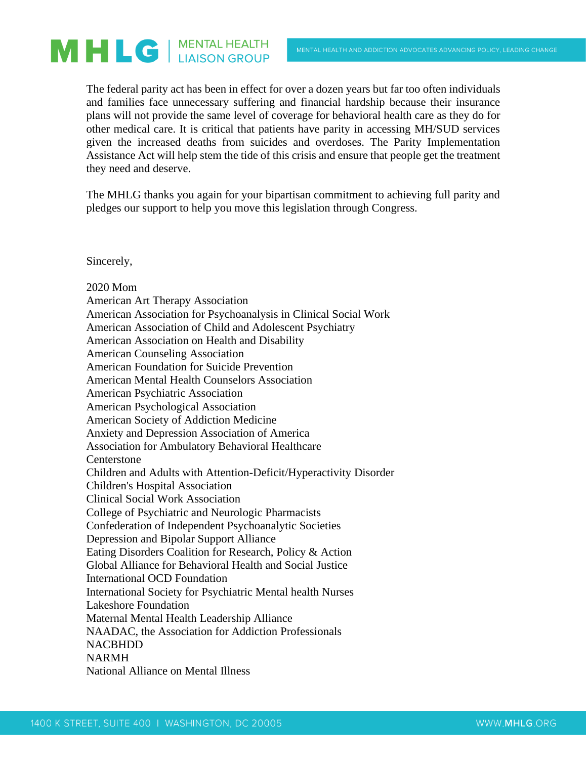The federal parity act has been in effect for over a dozen years but far too often individuals and families face unnecessary suffering and financial hardship because their insurance plans will not provide the same level of coverage for behavioral health care as they do for other medical care. It is critical that patients have parity in accessing MH/SUD services given the increased deaths from suicides and overdoses. The Parity Implementation Assistance Act will help stem the tide of this crisis and ensure that people get the treatment they need and deserve.

The MHLG thanks you again for your bipartisan commitment to achieving full parity and pledges our support to help you move this legislation through Congress.

Sincerely,

2020 Mom
American Art Therapy Association
American Association for Psychoanalysis in Clinical Social Work
American Association of Child and Adolescent Psychiatry
American Association on Health and Disability
American Counseling Association
American Foundation for Suicide Prevention
American Mental Health Counselors Association
American Psychiatric Association
American Psychological Association
American Society of Addiction Medicine
Anxiety and Depression Association of America
Association for Ambulatory Behavioral Healthcare
Centerstone
Children and Adults with Attention-Deficit/Hyperactivity Disorder
Children's Hospital Association
Clinical Social Work Association
College of Psychiatric and Neurologic Pharmacists
Confederation of Independent Psychoanalytic Societies
Depression and Bipolar Support Alliance
Eating Disorders Coalition for Research, Policy & Action
Global Alliance for Behavioral Health and Social Justice
International OCD Foundation
International Society for Psychiatric Mental health Nurses
Lakeshore Foundation
Maternal Mental Health Leadership Alliance
NAADAC, the Association for Addiction Professionals
NACBHDD
NARMH
National Alliance on Mental Illness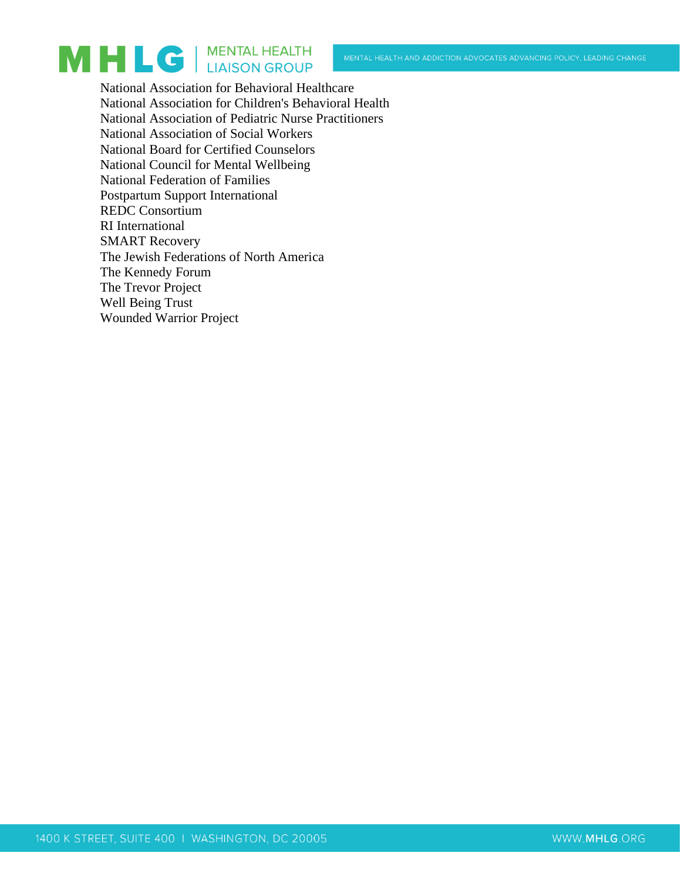National Association for Behavioral Healthcare
National Association for Children's Behavioral Health
National Association of Pediatric Nurse Practitioners
National Association of Social Workers
National Board for Certified Counselors
National Council for Mental Wellbeing
National Federation of Families
Postpartum Support International
REDC Consortium
RI International
SMART Recovery
The Jewish Federations of North America
The Kennedy Forum
The Trevor Project
Well Being Trust
Wounded Warrior Project